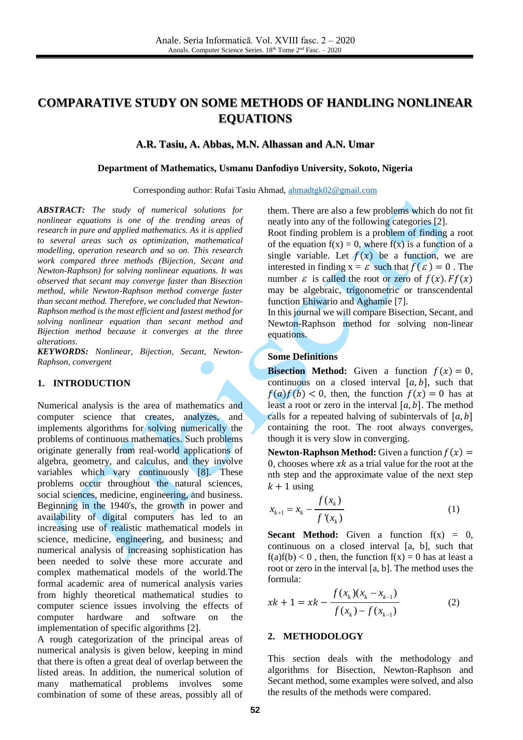# COMPARATIVE STUDY ON SOME METHODS OF HANDLING NONLINEAR EQUATIONS

**A.R. Tasiu, A. Abbas, M.N. Alhassan and A.N. Umar**

**Department of Mathematics, Usmanu Danfodiyo University, Sokoto, Nigeria**

Corresponding author: Rufai Tasiu Ahmad, ahmadtgk02@gmail.com

***ABSTRACT:*** *The study of numerical solutions for nonlinear equations is one of the trending areas of research in pure and applied mathematics. As it is applied to several areas such as optimization, mathematical modelling, operation research and so on. This research work compared three methods (Bijection, Secant and Newton-Raphson) for solving nonlinear equations. It was observed that secant may converge faster than Bisection method, while Newton-Raphson method converge faster than secant method. Therefore, we concluded that Newton-Raphson method is the most efficient and fastest method for solving nonlinear equation than secant method and Bijection method because it converges at the three alterations.*

***KEYWORDS:*** *Nonlinear, Bijection, Secant, Newton-Raphson, convergent*

## 1. INTRODUCTION

Numerical analysis is the area of mathematics and computer science that creates, analyzes, and implements algorithms for solving numerically the problems of continuous mathematics. Such problems originate generally from real-world applications of algebra, geometry, and calculus, and they involve variables which vary continuously [8]. These problems occur throughout the natural sciences, social sciences, medicine, engineering, and business. Beginning in the 1940's, the growth in power and availability of digital computers has led to an increasing use of realistic mathematical models in science, medicine, engineering, and business; and numerical analysis of increasing sophistication has been needed to solve these more accurate and complex mathematical models of the world.The formal academic area of numerical analysis varies from highly theoretical mathematical studies to computer science issues involving the effects of computer hardware and software on the implementation of specific algorithms [2].

A rough categorization of the principal areas of numerical analysis is given below, keeping in mind that there is often a great deal of overlap between the listed areas. In addition, the numerical solution of many mathematical problems involves some combination of some of these areas, possibly all of them. There are also a few problems which do not fit neatly into any of the following categories [2].

Root finding problem is a problem of finding a root of the equation f(x) = 0, where f(x) is a function of a single variable. Let $f(x)$ be a function, we are interested in finding x = $\varepsilon$ such that $f(\varepsilon) = 0$. The number $\varepsilon$ is called the root or zero of $f(x)$. $Ff(x)$ may be algebraic, trigonometric or transcendental function Ehiwario and Aghamie [7].

In this journal we will compare Bisection, Secant, and Newton-Raphson method for solving non-linear equations.

### Some Definitions

**Bisection Method:** Given a function $f(x) = 0$, continuous on a closed interval $[a, b]$, such that $f(a)f(b) < 0$, then, the function $f(x) = 0$ has at least a root or zero in the interval $[a, b]$. The method calls for a repeated halving of subintervals of $[a, b]$ containing the root. The root always converges, though it is very slow in converging.

**Newton-Raphson Method:** Given a function $f(x) = 0$, chooses where $xk$ as a trial value for the root at the nth step and the approximate value of the next step $k + 1$ using

$$x_{k+1} = x_k - \frac{f(x_k)}{f'(x_k)} \tag{1}$$

**Secant Method:** Given a function f(x) = 0, continuous on a closed interval [a, b], such that f(a)f(b) < 0 , then, the function f(x) = 0 has at least a root or zero in the interval [a, b]. The method uses the formula:

$$xk + 1 = xk - \frac{f(x_k)(x_k - x_{k-1})}{f(x_k) - f(x_{k-1})} \tag{2}$$

## 2. METHODOLOGY

This section deals with the methodology and algorithms for Bisection, Newton-Raphson and Secant method, some examples were solved, and also the results of the methods were compared.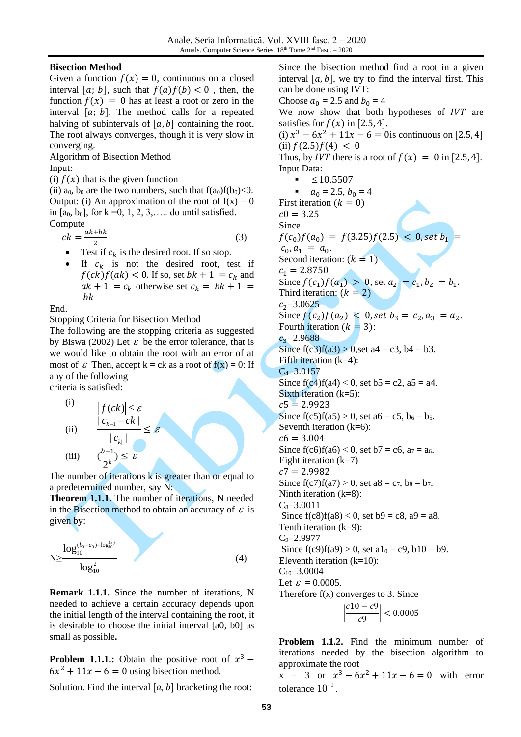**Bisection Method**

Given a function $f(x) = 0$, continuous on a closed interval $[a; b]$, such that $f(a)f(b) < 0$ , then, the function $f(x) = 0$ has at least a root or zero in the interval $[a; b]$. The method calls for a repeated halving of subintervals of $[a, b]$ containing the root. The root always converges, though it is very slow in converging.

Algorithm of Bisection Method

Input:

(i) $f(x)$ that is the given function

(ii) $a_0$, $b_0$ are the two numbers, such that $f(a_0)f(b_0)<0$.

Output: (i) An approximation of the root of f(x) = 0 in $[a_0, b_0]$, for k =0, 1, 2, 3,….. do until satisfied.

Compute

$$ck = \frac{ak+bk}{2} \qquad (3)$$

- Test if $c_k$ is the desired root. If so stop.
- If $c_k$ is not the desired root, test if $f(ck)f(ak) < 0$. If so, set $bk + 1 = c_k$ and $ak + 1 = c_k$ otherwise set $c_k = bk + 1 = bk$

End.

Stopping Criteria for Bisection Method

The following are the stopping criteria as suggested by Biswa (2002) Let $\varepsilon$ be the error tolerance, that is we would like to obtain the root with an error of at most of $\varepsilon$ Then, accept k = ck as a root of f(x) = 0: If any of the following criteria is satisfied:

(i) $\left|f(ck)\right| \le \varepsilon$

(ii) $\dfrac{|c_{k-1} - ck|}{|c_{k|}|} \le \varepsilon$

(iii) $\left(\dfrac{b-1}{2^k}\right) \le \varepsilon$

The number of iterations k is greater than or equal to a predetermined number, say N:

**Theorem 1.1.1.** The number of iterations, N needed in the Bisection method to obtain an accuracy of $\varepsilon$ is given by:

$$N \ge \frac{\log_{10}^{(b_0-a_0)-\log_{10}^{(\varepsilon)}}}{\log_{10}^{2}} \qquad (4)$$

**Remark 1.1.1.** Since the number of iterations, N needed to achieve a certain accuracy depends upon the initial length of the interval containing the root, it is desirable to choose the initial interval [a0, b0] as small as possible**.**

**Problem 1.1.1.:** Obtain the positive root of $x^3 - 6x^2 + 11x - 6 = 0$ using bisection method.

Solution. Find the interval $[a, b]$ bracketing the root:

Since the bisection method find a root in a given interval $[a, b]$, we try to find the interval first. This can be done using IVT:

Choose $a_0 = 2.5$ and $b_0 = 4$

We now show that both hypotheses of *IVT* are satisfies for $f(x)$ in $[2.5, 4]$.

(i) $x^3 - 6x^2 + 11x - 6 = 0$ is continuous on $[2.5, 4]$

(ii) $f(2.5)f(4) < 0$

Thus, by *IVT* there is a root of $f(x) = 0$ in $[2.5, 4]$.

Input Data:

- $\le 10.5507$
- $a_0 = 2.5$, $b_0 = 4$

First iteration $(k = 0)$

$c0 = 3.25$

Since

$f(c_0)f(a_0) = f(3.25)f(2.5) < 0$, set $b_1 = c_0, a_1 = a_0$.

Second iteration: $(k = 1)$

$c_1 = 2.8750$

Since $f(c_1)f(a_1) > 0$, set $a_2 = c_1, b_2 = b_1$.

Third iteration: $(k = 2)$

$c_2$=3.0625

Since $f(c_2)f(a_2) < 0$, set $b_3 = c_2, a_3 = a_2$.

Fourth iteration $(k = 3)$:

$c_3$=2.9688

Since f(c3)f(a3) > 0,set a4 = c3, b4 = b3.

Fifth iteration (k=4):

$C_4$=3.0157

Since f(c4)f(a4) < 0, set b5 = c2, a5 = a4.

Sixth iteration (k=5):

$c5 = 2.9923$

Since f(c5)f(a5) > 0, set a6 = c5, $b_6 = b_5$.

Seventh iteration (k=6):

$c6 = 3.004$

Since f(c6)f(a6) < 0, set b7 = c6, $a_7 = a_6$.

Eight iteration (k=7)

$c7 = 2.9982$

Since f(c7)f(a7) > 0, set a8 = $c_7$, $b_8 = b_7$.

Ninth iteration (k=8):

$C_8$=3.0011

Since f(c8)f(a8) < 0, set b9 = c8, a9 = a8.

Tenth iteration (k=9):

$C_9$=2.9977

Since f(c9)f(a9) > 0, set $a1_0$ = c9, b10 = b9.

Eleventh iteration (k=10):

$C_{10}$=3.0004

Let $\varepsilon$ = 0.0005.

Therefore f(x) converges to 3. Since

$$\left|\frac{c10 - c9}{c9}\right| < 0.0005$$

**Problem 1.1.2.** Find the minimum number of iterations needed by the bisection algorithm to approximate the root x = 3 or $x^3 - 6x^2 + 11x - 6 = 0$ with error tolerance $10^{-1}$.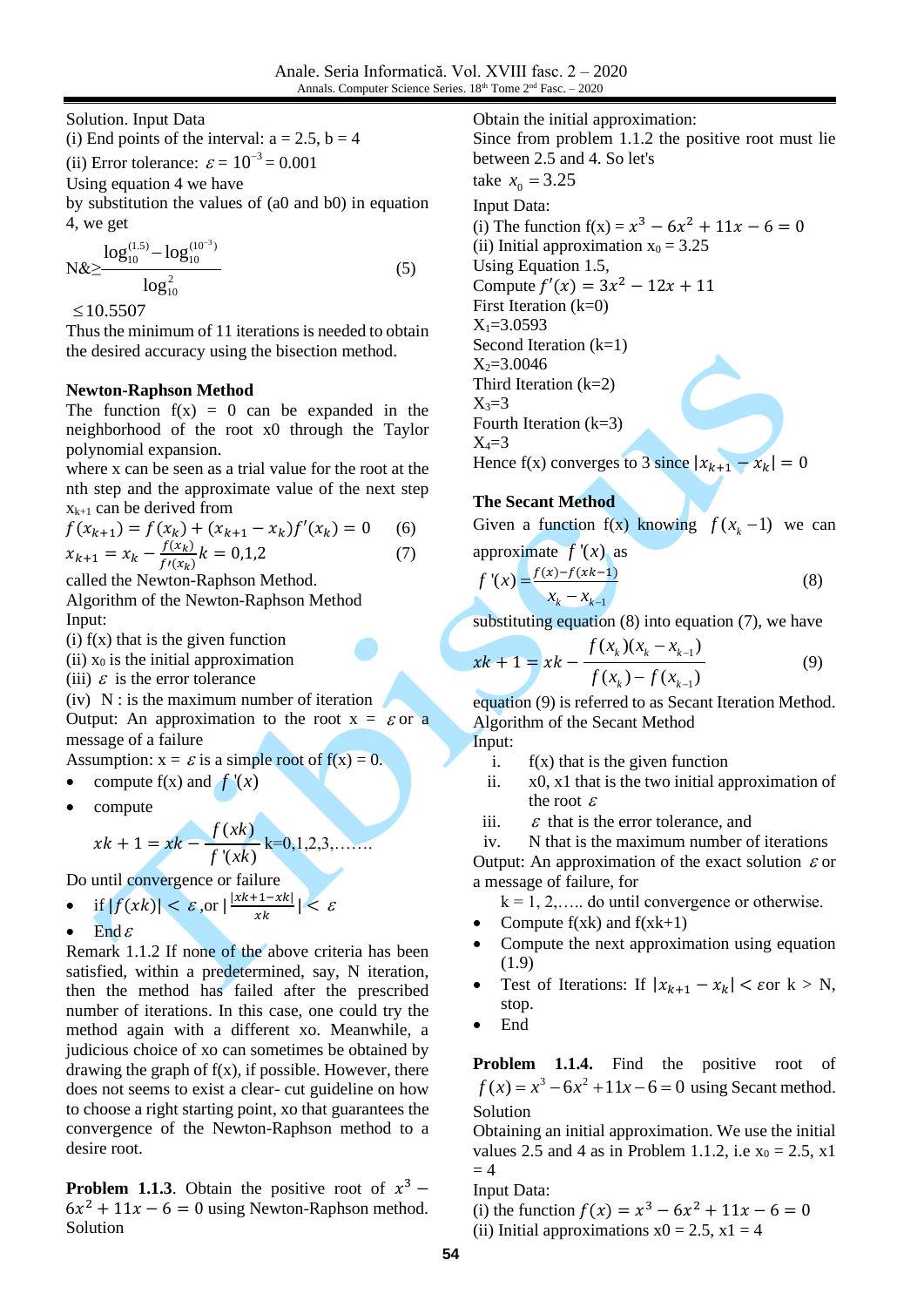Solution. Input Data

(i) End points of the interval: a = 2.5, b = 4

(ii) Error tolerance: $\varepsilon = 10^{-3} = 0.001$

Using equation 4 we have

by substitution the values of (a0 and b0) in equation 4, we get

$$N\&\geq \frac{\log_{10}^{(1.5)} - \log_{10}^{(10^{-3})}}{\log_{10}^{2}} \tag{5}$$

$\leq 10.5507$

Thus the minimum of 11 iterations is needed to obtain the desired accuracy using the bisection method.

**Newton-Raphson Method**

The function f(x) = 0 can be expanded in the neighborhood of the root x0 through the Taylor polynomial expansion.

where x can be seen as a trial value for the root at the nth step and the approximate value of the next step $x_{k+1}$ can be derived from

$$f(x_{k+1}) = f(x_k) + (x_{k+1} - x_k)f'(x_k) = 0 \tag{6}$$

$$x_{k+1} = x_k - \frac{f(x_k)}{f'(x_k)} k = 0,1,2 \tag{7}$$

called the Newton-Raphson Method.

Algorithm of the Newton-Raphson Method

Input:

(i) f(x) that is the given function

(ii) $x_0$ is the initial approximation

(iii) $\varepsilon$ is the error tolerance

(iv) N : is the maximum number of iteration

Output: An approximation to the root x = $\varepsilon$ or a message of a failure

Assumption: x = $\varepsilon$ is a simple root of f(x) = 0.

- compute f(x) and $f'(x)$
- compute

$$xk+1 = xk - \frac{f(xk)}{f'(xk)} \text{ k=0,1,2,3,.......}$$

Do until convergence or failure

- if $|f(xk)| < \varepsilon$ ,or $|\frac{xk+1-xk}{xk}| < \varepsilon$
- End $\varepsilon$

Remark 1.1.2 If none of the above criteria has been satisfied, within a predetermined, say, N iteration, then the method has failed after the prescribed number of iterations. In this case, one could try the method again with a different xo. Meanwhile, a judicious choice of xo can sometimes be obtained by drawing the graph of f(x), if possible. However, there does not seems to exist a clear- cut guideline on how to choose a right starting point, xo that guarantees the convergence of the Newton-Raphson method to a desire root.

**Problem 1.1.3**. Obtain the positive root of $x^3 - 6x^2 + 11x - 6 = 0$ using Newton-Raphson method.

Solution

Obtain the initial approximation:

Since from problem 1.1.2 the positive root must lie between 2.5 and 4. So let's take $x_0 = 3.25$

Input Data:

(i) The function f(x) = $x^3 - 6x^2 + 11x - 6 = 0$

(ii) Initial approximation $x_0$ = 3.25

Using Equation 1.5,

Compute $f'(x) = 3x^2 - 12x + 11$

First Iteration (k=0)

$X_1$=3.0593

Second Iteration (k=1)

$X_2$=3.0046

Third Iteration (k=2)

$X_3$=3

Fourth Iteration (k=3)

$X_4$=3

Hence f(x) converges to 3 since $|x_{k+1} - x_k| = 0$

**The Secant Method**

Given a function f(x) knowing $f(x_k - 1)$ we can approximate $f'(x)$ as

$$f'(x) = \frac{f(x) - f(xk-1)}{x_k - x_{k-1}} \tag{8}$$

substituting equation (8) into equation (7), we have

$$xk+1 = xk - \frac{f(x_k)(x_k - x_{k-1})}{f(x_k) - f(x_{k-1})} \tag{9}$$

equation (9) is referred to as Secant Iteration Method.

Algorithm of the Secant Method

Input:

i. f(x) that is the given function
ii. x0, x1 that is the two initial approximation of the root $\varepsilon$
iii. $\varepsilon$ that is the error tolerance, and
iv. N that is the maximum number of iterations

Output: An approximation of the exact solution $\varepsilon$ or a message of failure, for

k = 1, 2,….. do until convergence or otherwise.

- Compute f(xk) and f(xk+1)
- Compute the next approximation using equation (1.9)
- Test of Iterations: If $|x_{k+1} - x_k| < \varepsilon$or k > N, stop.
- End

**Problem 1.1.4.** Find the positive root of $f(x) = x^3 - 6x^2 + 11x - 6 = 0$ using Secant method.

Solution

Obtaining an initial approximation. We use the initial values 2.5 and 4 as in Problem 1.1.2, i.e $x_0$ = 2.5, x1 = 4

Input Data:

(i) the function $f(x) = x^3 - 6x^2 + 11x - 6 = 0$

(ii) Initial approximations x0 = 2.5, x1 = 4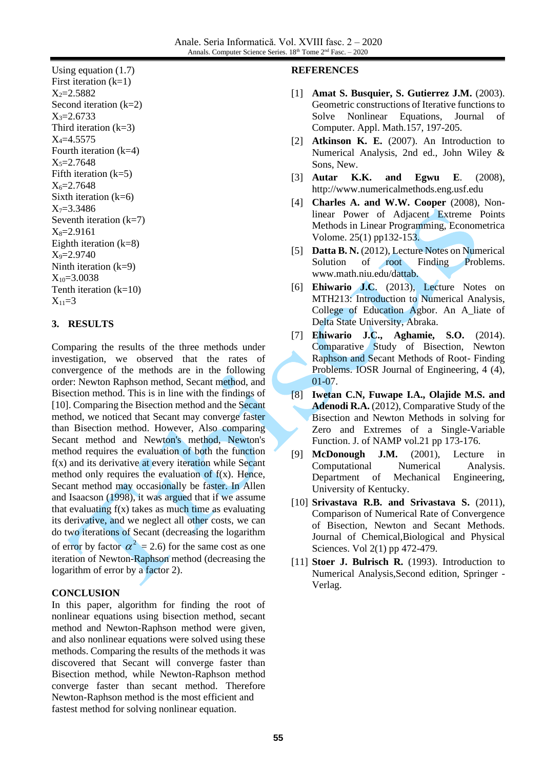Using equation (1.7)
First iteration (k=1)
$X_2$=2.5882
Second iteration (k=2)
$X_3$=2.6733
Third iteration (k=3)
$X_4$=4.5575
Fourth iteration (k=4)
$X_5$=2.7648
Fifth iteration (k=5)
$X_6$=2.7648
Sixth iteration (k=6)
$X_7$=3.3486
Seventh iteration (k=7)
$X_8$=2.9161
Eighth iteration (k=8)
$X_9$=2.9740
Ninth iteration (k=9)
$X_{10}$=3.0038
Tenth iteration (k=10)
$X_{11}$=3

## 3. RESULTS

Comparing the results of the three methods under investigation, we observed that the rates of convergence of the methods are in the following order: Newton Raphson method, Secant method, and Bisection method. This is in line with the findings of [10]. Comparing the Bisection method and the Secant method, we noticed that Secant may converge faster than Bisection method. However, Also comparing Secant method and Newton's method, Newton's method requires the evaluation of both the function f(x) and its derivative at every iteration while Secant method only requires the evaluation of f(x). Hence, Secant method may occasionally be faster. In Allen and Isaacson (1998), it was argued that if we assume that evaluating f(x) takes as much time as evaluating its derivative, and we neglect all other costs, we can do two iterations of Secant (decreasing the logarithm of error by factor $\alpha^2$ = 2.6) for the same cost as one iteration of Newton-Raphson method (decreasing the logarithm of error by a factor 2).

## CONCLUSION

In this paper, algorithm for finding the root of nonlinear equations using bisection method, secant method and Newton-Raphson method were given, and also nonlinear equations were solved using these methods. Comparing the results of the methods it was discovered that Secant will converge faster than Bisection method, while Newton-Raphson method converge faster than secant method. Therefore Newton-Raphson method is the most efficient and fastest method for solving nonlinear equation.

## REFERENCES

[1] **Amat S. Busquier, S. Gutierrez J.M.** (2003). Geometric constructions of Iterative functions to Solve Nonlinear Equations, Journal of Computer. Appl. Math.157, 197-205.

[2] **Atkinson K. E.** (2007). An Introduction to Numerical Analysis, 2nd ed., John Wiley & Sons, New.

[3] **Autar K.K. and Egwu E.** (2008), http://www.numericalmethods.eng.usf.edu

[4] **Charles A. and W.W. Cooper** (2008), Non-linear Power of Adjacent Extreme Points Methods in Linear Programming, Econometrica Volome. 25(1) pp132-153.

[5] **Datta B. N.** (2012), Lecture Notes on Numerical Solution of root Finding Problems. www.math.niu.edu/dattab.

[6] **Ehiwario J.C.** (2013), Lecture Notes on MTH213: Introduction to Numerical Analysis, College of Education Agbor. An A_liate of Delta State University, Abraka.

[7] **Ehiwario J.C., Aghamie, S.O.** (2014). Comparative Study of Bisection, Newton Raphson and Secant Methods of Root- Finding Problems. IOSR Journal of Engineering, 4 (4), 01-07.

[8] **Iwetan C.N, Fuwape I.A., Olajide M.S. and Adenodi R.A.** (2012), Comparative Study of the Bisection and Newton Methods in solving for Zero and Extremes of a Single-Variable Function. J. of NAMP vol.21 pp 173-176.

[9] **McDonough J.M.** (2001), Lecture in Computational Numerical Analysis. Department of Mechanical Engineering, University of Kentucky.

[10] **Srivastava R.B. and Srivastava S.** (2011), Comparison of Numerical Rate of Convergence of Bisection, Newton and Secant Methods. Journal of Chemical,Biological and Physical Sciences. Vol 2(1) pp 472-479.

[11] **Stoer J. Bulrisch R.** (1993). Introduction to Numerical Analysis,Second edition, Springer - Verlag.